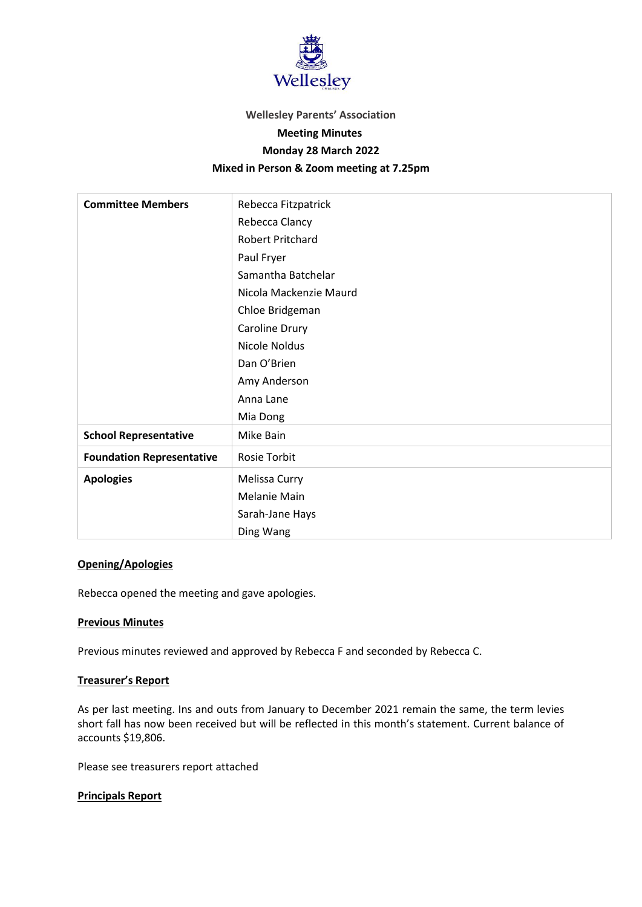Wellesley

**Wellesley Parents' Association**

**Meeting Minutes**

**Monday 28 March 2022**

**Mixed in Person & Zoom meeting at 7.25pm**

| **Committee Members** | Rebecca Fitzpatrick<br>Rebecca Clancy<br>Robert Pritchard<br>Paul Fryer<br>Samantha Batchelar<br>Nicola Mackenzie Maurd<br>Chloe Bridgeman<br>Caroline Drury<br>Nicole Noldus<br>Dan O'Brien<br>Amy Anderson<br>Anna Lane<br>Mia Dong |
|---|---|
| **School Representative** | Mike Bain |
| **Foundation Representative** | Rosie Torbit |
| **Apologies** | Melissa Curry<br>Melanie Main<br>Sarah-Jane Hays<br>Ding Wang |

**Opening/Apologies**

Rebecca opened the meeting and gave apologies.

**Previous Minutes**

Previous minutes reviewed and approved by Rebecca F and seconded by Rebecca C.

**Treasurer's Report**

As per last meeting. Ins and outs from January to December 2021 remain the same, the term levies short fall has now been received but will be reflected in this month's statement. Current balance of accounts $19,806.

Please see treasurers report attached

**Principals Report**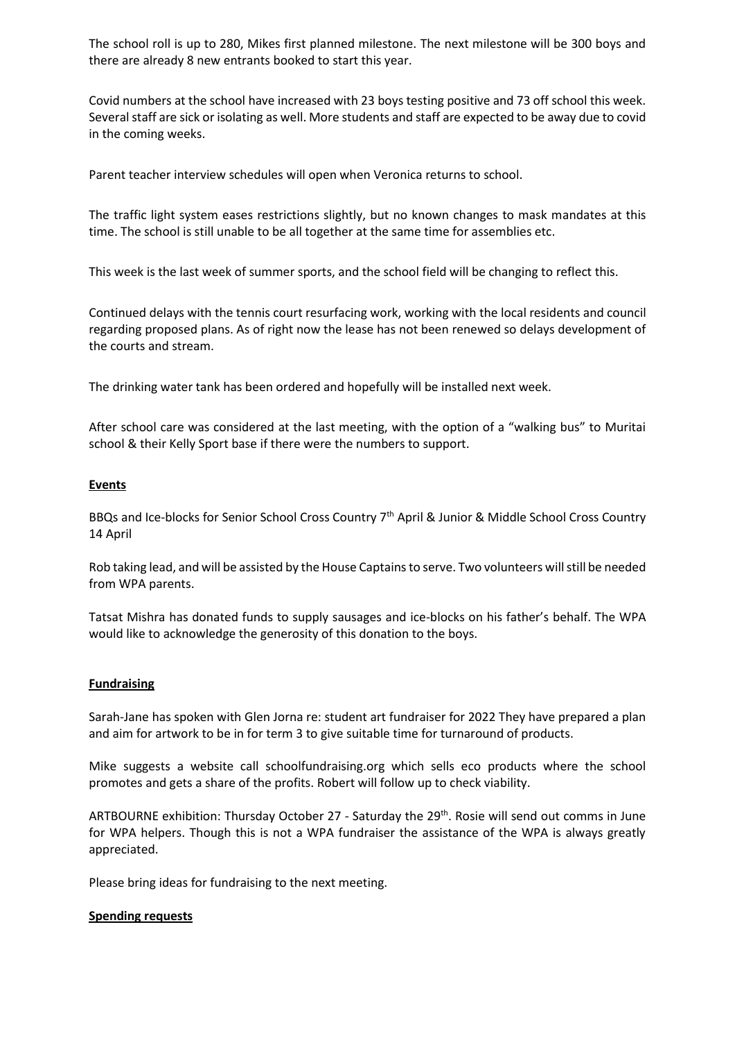The school roll is up to 280, Mikes first planned milestone. The next milestone will be 300 boys and there are already 8 new entrants booked to start this year.

Covid numbers at the school have increased with 23 boys testing positive and 73 off school this week. Several staff are sick or isolating as well. More students and staff are expected to be away due to covid in the coming weeks.

Parent teacher interview schedules will open when Veronica returns to school.

The traffic light system eases restrictions slightly, but no known changes to mask mandates at this time. The school is still unable to be all together at the same time for assemblies etc.

This week is the last week of summer sports, and the school field will be changing to reflect this.

Continued delays with the tennis court resurfacing work, working with the local residents and council regarding proposed plans. As of right now the lease has not been renewed so delays development of the courts and stream.

The drinking water tank has been ordered and hopefully will be installed next week.

After school care was considered at the last meeting, with the option of a "walking bus" to Muritai school & their Kelly Sport base if there were the numbers to support.

**Events**

BBQs and Ice-blocks for Senior School Cross Country 7th April & Junior & Middle School Cross Country 14 April

Rob taking lead, and will be assisted by the House Captains to serve. Two volunteers will still be needed from WPA parents.

Tatsat Mishra has donated funds to supply sausages and ice-blocks on his father's behalf. The WPA would like to acknowledge the generosity of this donation to the boys.

**Fundraising**

Sarah-Jane has spoken with Glen Jorna re: student art fundraiser for 2022 They have prepared a plan and aim for artwork to be in for term 3 to give suitable time for turnaround of products.

Mike suggests a website call schoolfundraising.org which sells eco products where the school promotes and gets a share of the profits. Robert will follow up to check viability.

ARTBOURNE exhibition: Thursday October 27 - Saturday the 29th. Rosie will send out comms in June for WPA helpers. Though this is not a WPA fundraiser the assistance of the WPA is always greatly appreciated.

Please bring ideas for fundraising to the next meeting.

**Spending requests**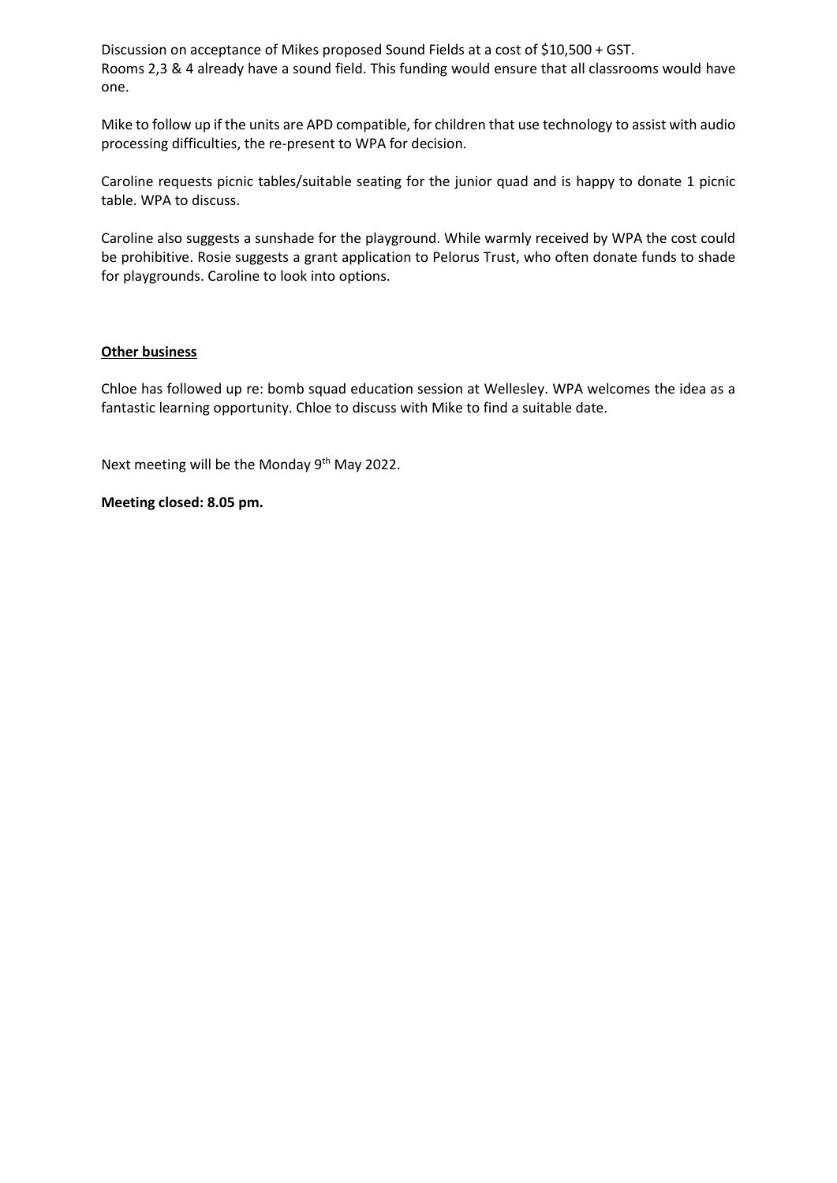Discussion on acceptance of Mikes proposed Sound Fields at a cost of $10,500 + GST.
Rooms 2,3 & 4 already have a sound field. This funding would ensure that all classrooms would have one.

Mike to follow up if the units are APD compatible, for children that use technology to assist with audio processing difficulties, the re-present to WPA for decision.

Caroline requests picnic tables/suitable seating for the junior quad and is happy to donate 1 picnic table. WPA to discuss.

Caroline also suggests a sunshade for the playground. While warmly received by WPA the cost could be prohibitive. Rosie suggests a grant application to Pelorus Trust, who often donate funds to shade for playgrounds. Caroline to look into options.

**Other business**

Chloe has followed up re: bomb squad education session at Wellesley. WPA welcomes the idea as a fantastic learning opportunity. Chloe to discuss with Mike to find a suitable date.

Next meeting will be the Monday 9th May 2022.

**Meeting closed: 8.05 pm.**